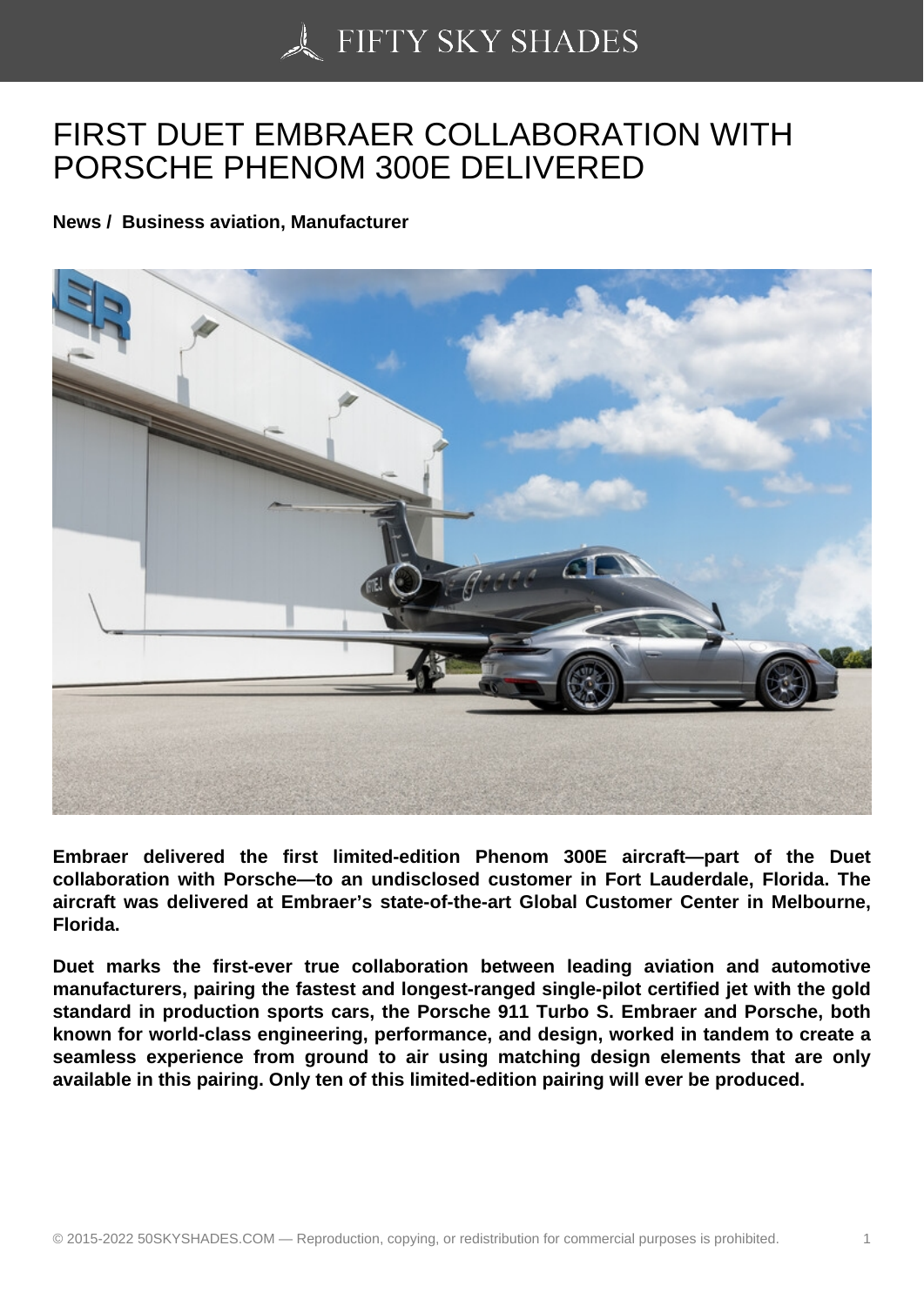# FIRST DUET EMBRAER COLLABORATION WITH PORSCHE PHENOM 300E DELIVERED

**News / Business aviation, Manufacturer**

**Embraer delivered the first limited-edition Phenom 300E aircraft—part of the Duet collaboration with Porsche—to an undisclosed customer in Fort Lauderdale, Florida. The aircraft was delivered at Embraer's state-of-the-art Global Customer Center in Melbourne, Florida.**

**Duet marks the first-ever true collaboration between leading aviation and automotive manufacturers, pairing the fastest and longest-ranged single-pilot certified jet with the gold standard in production sports cars, the Porsche 911 Turbo S. Embraer and Porsche, both known for world-class engineering, performance, and design, worked in tandem to create a seamless experience from ground to air using matching design elements that are only available in this pairing. Only ten of this limited-edition pairing will ever be produced.**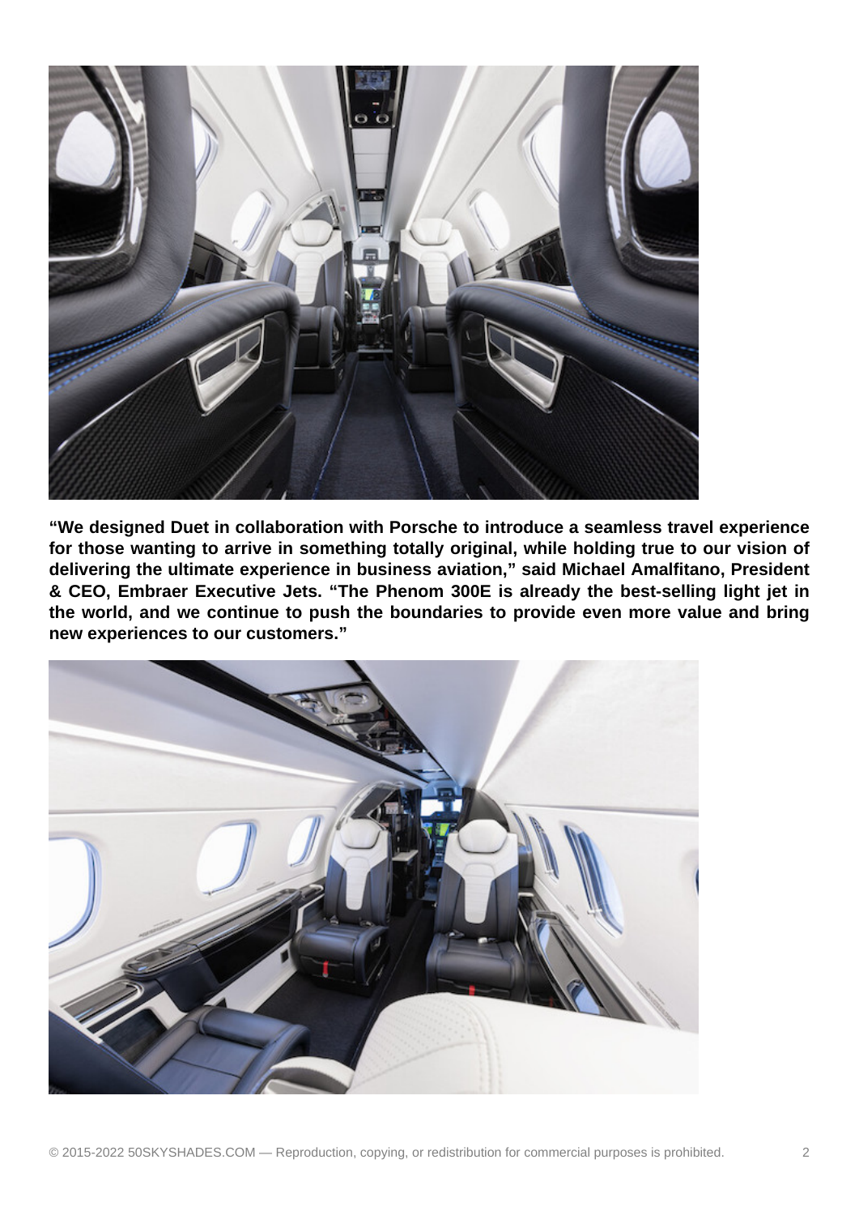**“We designed Duet in collaboration with Porsche to introduce a seamless travel experience for those wanting to arrive in something totally original, while holding true to our vision of delivering the ultimate experience in business aviation,” said Michael Amalfitano, President & CEO, Embraer Executive Jets. “The Phenom 300E is already the best-selling light jet in the world, and we continue to push the boundaries to provide even more value and bring new experiences to our customers.”**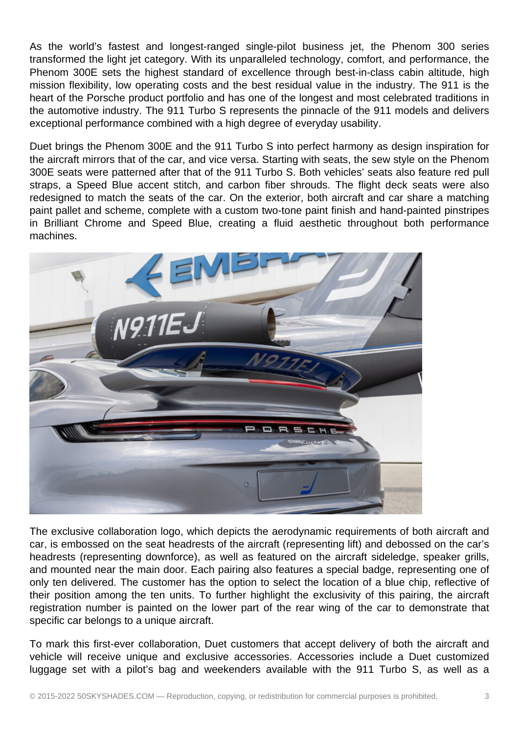As the world's fastest and longest-ranged single-pilot business jet, the Phenom 300 series transformed the light jet category. With its unparalleled technology, comfort, and performance, the Phenom 300E sets the highest standard of excellence through best-in-class cabin altitude, high mission flexibility, low operating costs and the best residual value in the industry. The 911 is the heart of the Porsche product portfolio and has one of the longest and most celebrated traditions in the automotive industry. The 911 Turbo S represents the pinnacle of the 911 models and delivers exceptional performance combined with a high degree of everyday usability.

Duet brings the Phenom 300E and the 911 Turbo S into perfect harmony as design inspiration for the aircraft mirrors that of the car, and vice versa. Starting with seats, the sew style on the Phenom 300E seats were patterned after that of the 911 Turbo S. Both vehicles' seats also feature red pull straps, a Speed Blue accent stitch, and carbon fiber shrouds. The flight deck seats were also redesigned to match the seats of the car. On the exterior, both aircraft and car share a matching paint pallet and scheme, complete with a custom two-tone paint finish and hand-painted pinstripes in Brilliant Chrome and Speed Blue, creating a fluid aesthetic throughout both performance machines.

The exclusive collaboration logo, which depicts the aerodynamic requirements of both aircraft and car, is embossed on the seat headrests of the aircraft (representing lift) and debossed on the car's headrests (representing downforce), as well as featured on the aircraft sideledge, speaker grills, and mounted near the main door. Each pairing also features a special badge, representing one of only ten delivered. The customer has the option to select the location of a blue chip, reflective of their position among the ten units. To further highlight the exclusivity of this pairing, the aircraft registration number is painted on the lower part of the rear wing of the car to demonstrate that specific car belongs to a unique aircraft.

To mark this first-ever collaboration, Duet customers that accept delivery of both the aircraft and vehicle will receive unique and exclusive accessories. Accessories include a Duet customized luggage set with a pilot's bag and weekenders available with the 911 Turbo S, as well as a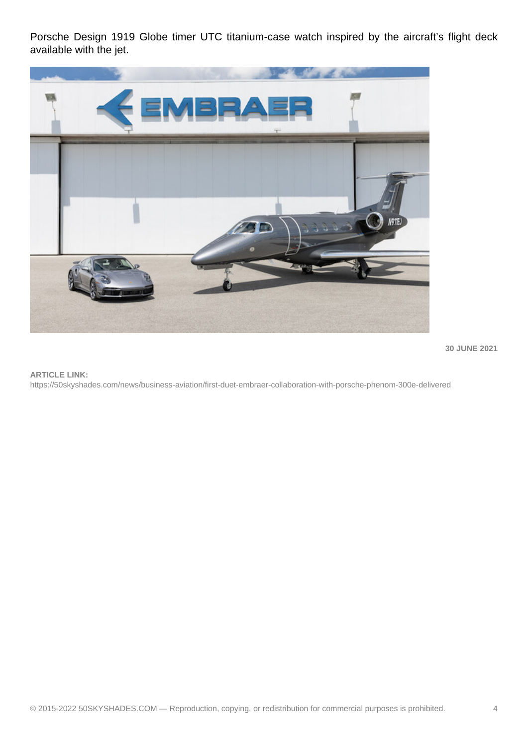Porsche Design 1919 Globe timer UTC titanium-case watch inspired by the aircraft's flight deck available with the jet.

**30 JUNE 2021**

**ARTICLE LINK:**
https://50skyshades.com/news/business-aviation/first-duet-embraer-collaboration-with-porsche-phenom-300e-delivered